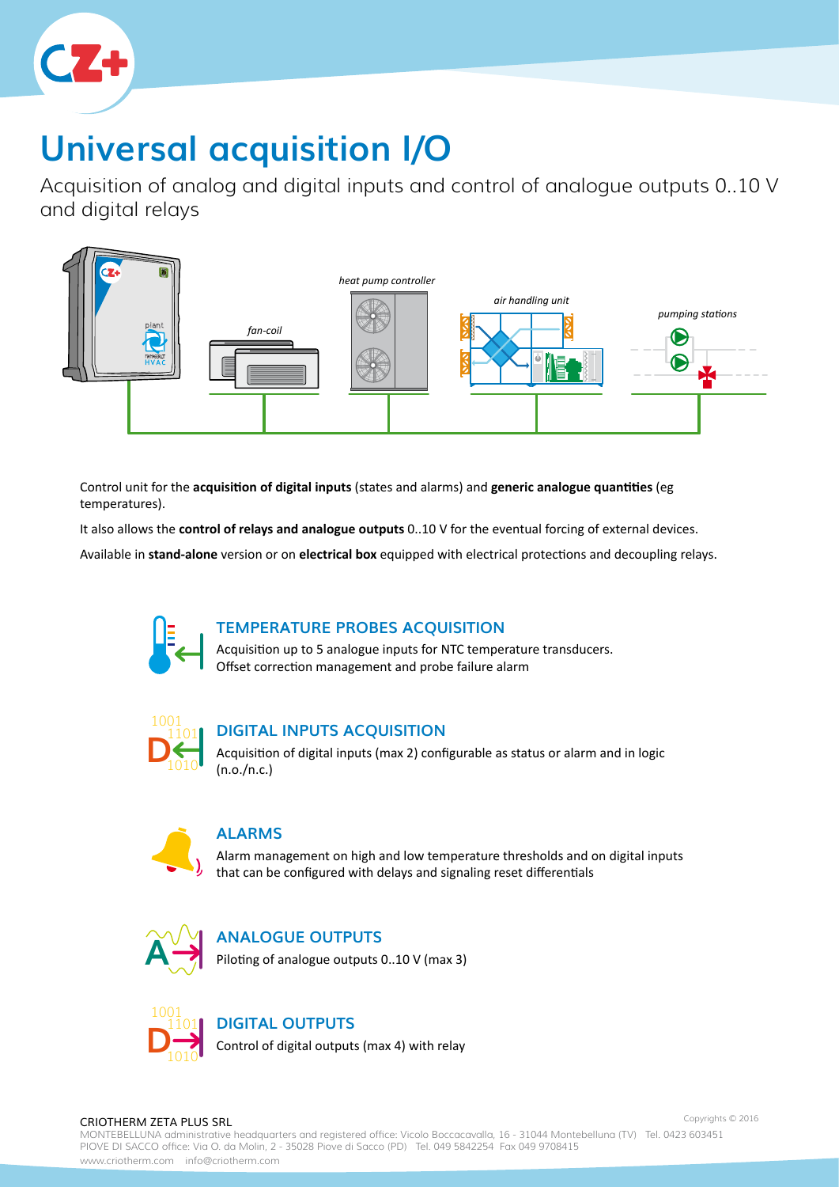# Universal acquisition I/O

Acquisition of analog and digital inputs and control of analogue outputs 0..10 V and digital relays

Control unit for the **acquisition of digital inputs** (states and alarms) and **generic analogue quantities** (eg temperatures).

It also allows the **control of relays and analogue outputs** 0..10 V for the eventual forcing of external devices.

Available in **stand-alone** version or on **electrical box** equipped with electrical protections and decoupling relays.

## TEMPERATURE PROBES ACQUISITION

Acquisition up to 5 analogue inputs for NTC temperature transducers. Offset correction management and probe failure alarm

## DIGITAL INPUTS ACQUISITION

Acquisition of digital inputs (max 2) configurable as status or alarm and in logic (n.o./n.c.)

## ALARMS

Alarm management on high and low temperature thresholds and on digital inputs that can be configured with delays and signaling reset differentials

## ANALOGUE OUTPUTS

Piloting of analogue outputs 0..10 V (max 3)

## DIGITAL OUTPUTS

Control of digital outputs (max 4) with relay

CRIOTHERM ZETA PLUS SRL

MONTEBELLUNA administrative headquarters and registered office: Vicolo Boccacavalla, 16 - 31044 Montebelluna (TV) Tel. 0423 603451
PIOVE DI SACCO office: Via O. da Molin, 2 - 35028 Piove di Sacco (PD) Tel. 049 5842254 Fax 049 9708415
www.criotherm.com info@criotherm.com

Copyrights © 2016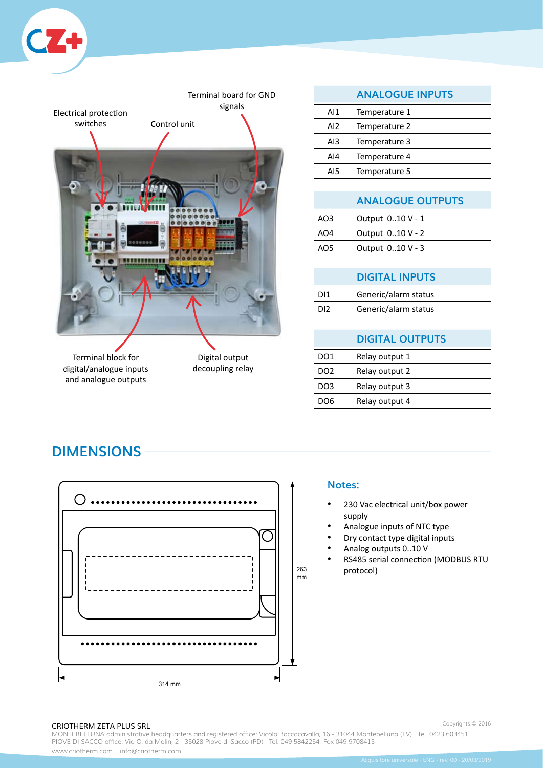Electrical protection switches

Control unit

Terminal board for GND signals

Terminal block for digital/analogue inputs and analogue outputs

Digital output decoupling relay

| ANALOGUE INPUTS | |
|---|---|
| AI1 | Temperature 1 |
| AI2 | Temperature 2 |
| AI3 | Temperature 3 |
| AI4 | Temperature 4 |
| AI5 | Temperature 5 |

| ANALOGUE OUTPUTS | |
|---|---|
| AO3 | Output 0..10 V - 1 |
| AO4 | Output 0..10 V - 2 |
| AO5 | Output 0..10 V - 3 |

| DIGITAL INPUTS | |
|---|---|
| DI1 | Generic/alarm status |
| DI2 | Generic/alarm status |

| DIGITAL OUTPUTS | |
|---|---|
| DO1 | Relay output 1 |
| DO2 | Relay output 2 |
| DO3 | Relay output 3 |
| DO6 | Relay output 4 |

## DIMENSIONS

263 mm

314 mm

### Notes:

- 230 Vac electrical unit/box power supply
- Analogue inputs of NTC type
- Dry contact type digital inputs
- Analog outputs 0..10 V
- RS485 serial connection (MODBUS RTU protocol)

CRIOTHERM ZETA PLUS SRL

Copyrights © 2016

MONTEBELLUNA administrative headquarters and registered office: Vicolo Boccacavalla, 16 - 31044 Montebelluna (TV) Tel. 0423 603451
PIOVE DI SACCO office: Via O. da Molin, 2 - 35028 Piove di Sacco (PD) Tel. 049 5842254 Fax 049 9708415
www.criotherm.com info@criotherm.com

Acquisitore universale - ENG - rev. 00 - 20/03/2019